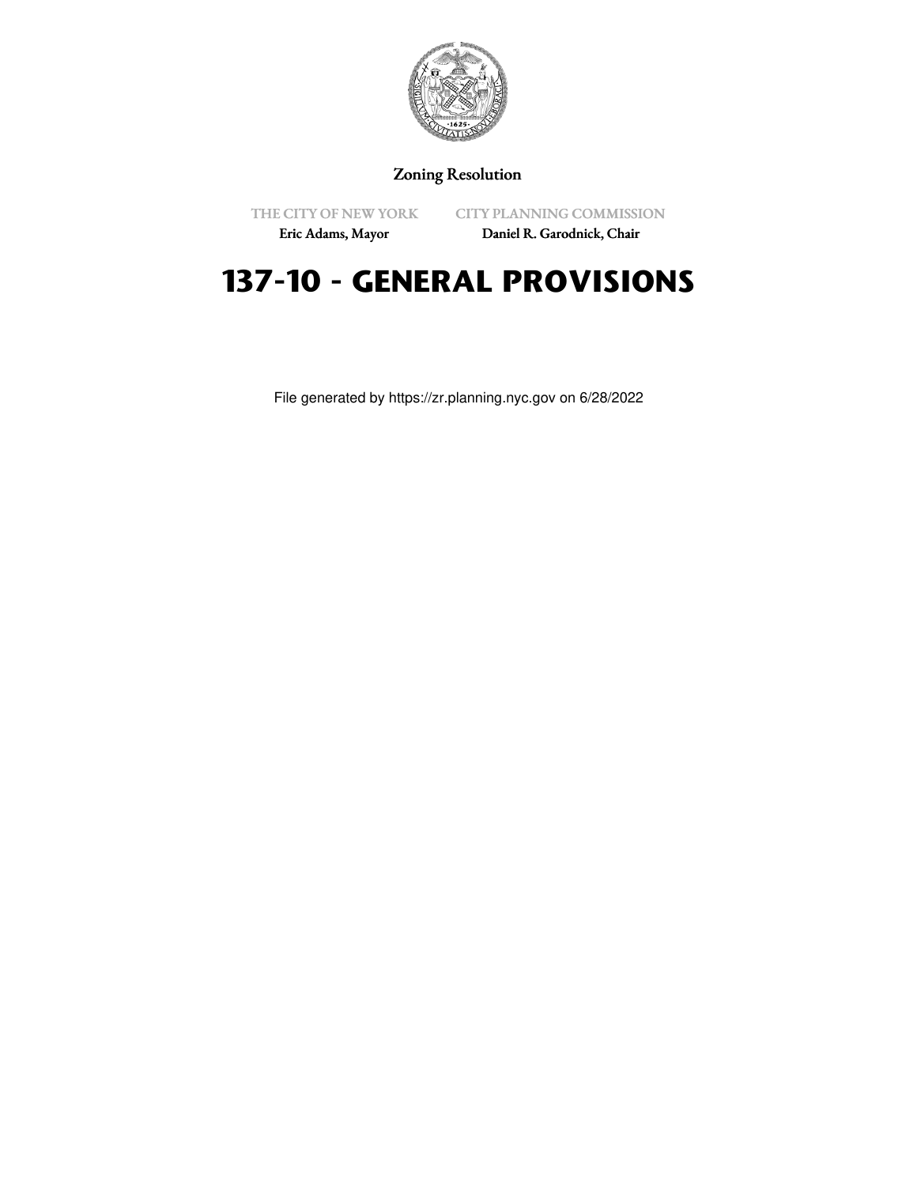Zoning Resolution

THE CITY OF NEW YORK
Eric Adams, Mayor

CITY PLANNING COMMISSION
Daniel R. Garodnick, Chair

# 137-10 - GENERAL PROVISIONS

File generated by https://zr.planning.nyc.gov on 6/28/2022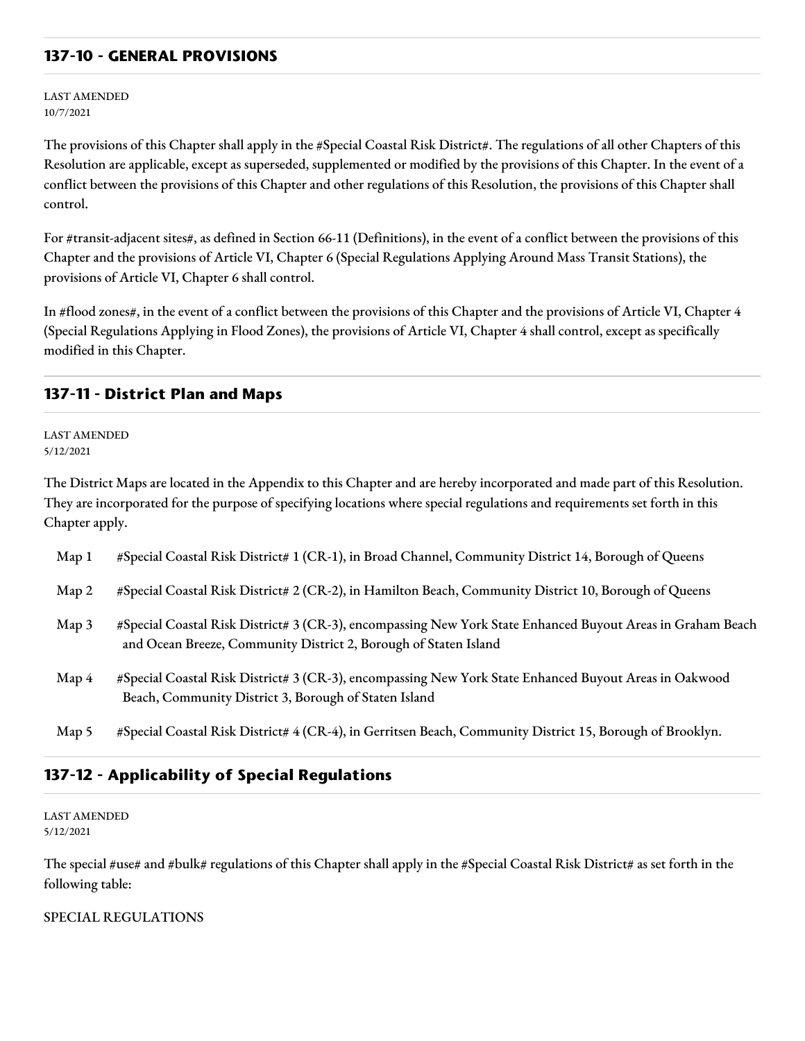## 137-10 - GENERAL PROVISIONS

LAST AMENDED
10/7/2021

The provisions of this Chapter shall apply in the #Special Coastal Risk District#. The regulations of all other Chapters of this Resolution are applicable, except as superseded, supplemented or modified by the provisions of this Chapter. In the event of a conflict between the provisions of this Chapter and other regulations of this Resolution, the provisions of this Chapter shall control.

For #transit-adjacent sites#, as defined in Section 66-11 (Definitions), in the event of a conflict between the provisions of this Chapter and the provisions of Article VI, Chapter 6 (Special Regulations Applying Around Mass Transit Stations), the provisions of Article VI, Chapter 6 shall control.

In #flood zones#, in the event of a conflict between the provisions of this Chapter and the provisions of Article VI, Chapter 4 (Special Regulations Applying in Flood Zones), the provisions of Article VI, Chapter 4 shall control, except as specifically modified in this Chapter.

## 137-11 - District Plan and Maps

LAST AMENDED
5/12/2021

The District Maps are located in the Appendix to this Chapter and are hereby incorporated and made part of this Resolution. They are incorporated for the purpose of specifying locations where special regulations and requirements set forth in this Chapter apply.

- Map 1 #Special Coastal Risk District# 1 (CR-1), in Broad Channel, Community District 14, Borough of Queens
- Map 2 #Special Coastal Risk District# 2 (CR-2), in Hamilton Beach, Community District 10, Borough of Queens
- Map 3 #Special Coastal Risk District# 3 (CR-3), encompassing New York State Enhanced Buyout Areas in Graham Beach and Ocean Breeze, Community District 2, Borough of Staten Island
- Map 4 #Special Coastal Risk District# 3 (CR-3), encompassing New York State Enhanced Buyout Areas in Oakwood Beach, Community District 3, Borough of Staten Island
- Map 5 #Special Coastal Risk District# 4 (CR-4), in Gerritsen Beach, Community District 15, Borough of Brooklyn.

## 137-12 - Applicability of Special Regulations

LAST AMENDED
5/12/2021

The special #use# and #bulk# regulations of this Chapter shall apply in the #Special Coastal Risk District# as set forth in the following table:

SPECIAL REGULATIONS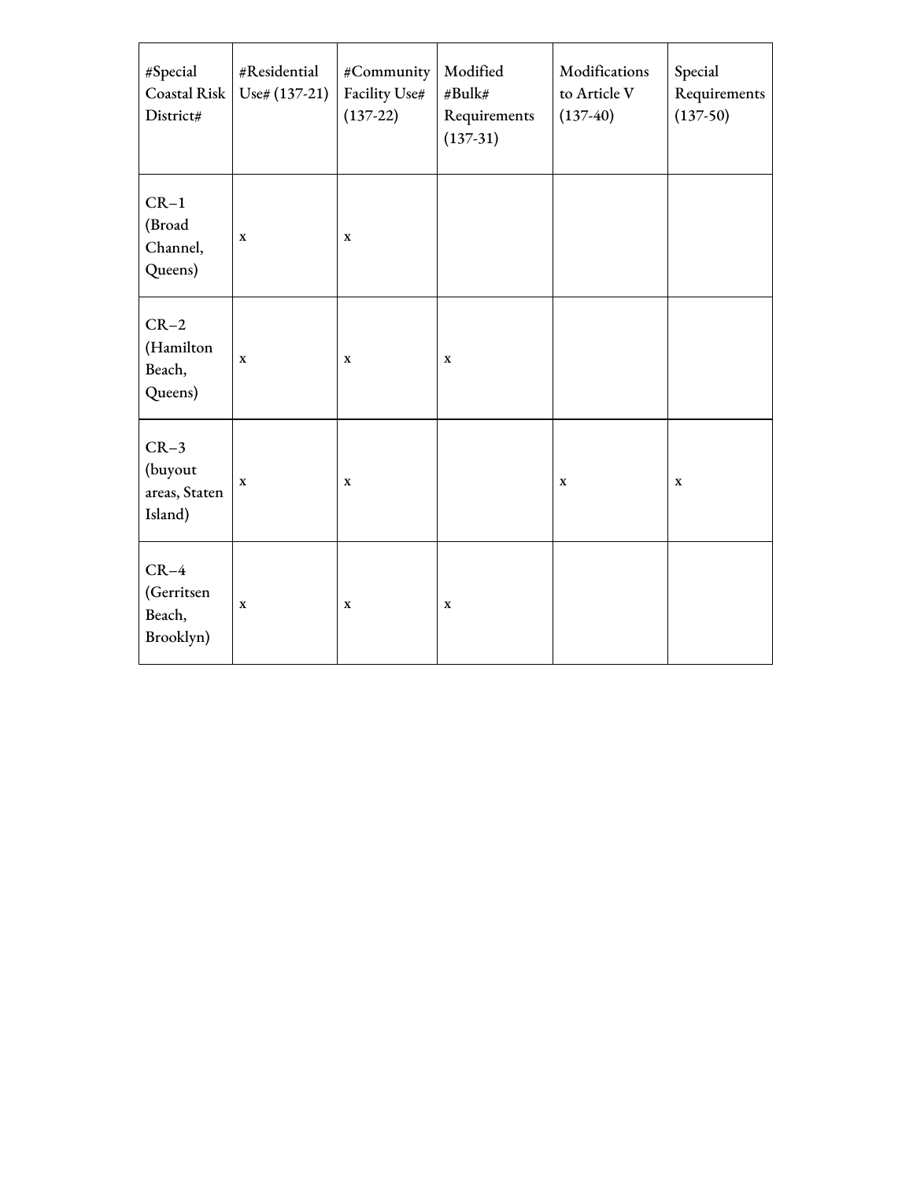| #Special Coastal Risk District# | #Residential Use# (137-21) | #Community Facility Use# (137-22) | Modified #Bulk# Requirements (137-31) | Modifications to Article V (137-40) | Special Requirements (137-50) |
|---|---|---|---|---|---|
| CR–1 (Broad Channel, Queens) | x | x | | | |
| CR–2 (Hamilton Beach, Queens) | x | x | x | | |
| CR–3 (buyout areas, Staten Island) | x | x | | x | x |
| CR–4 (Gerritsen Beach, Brooklyn) | x | x | x | | |